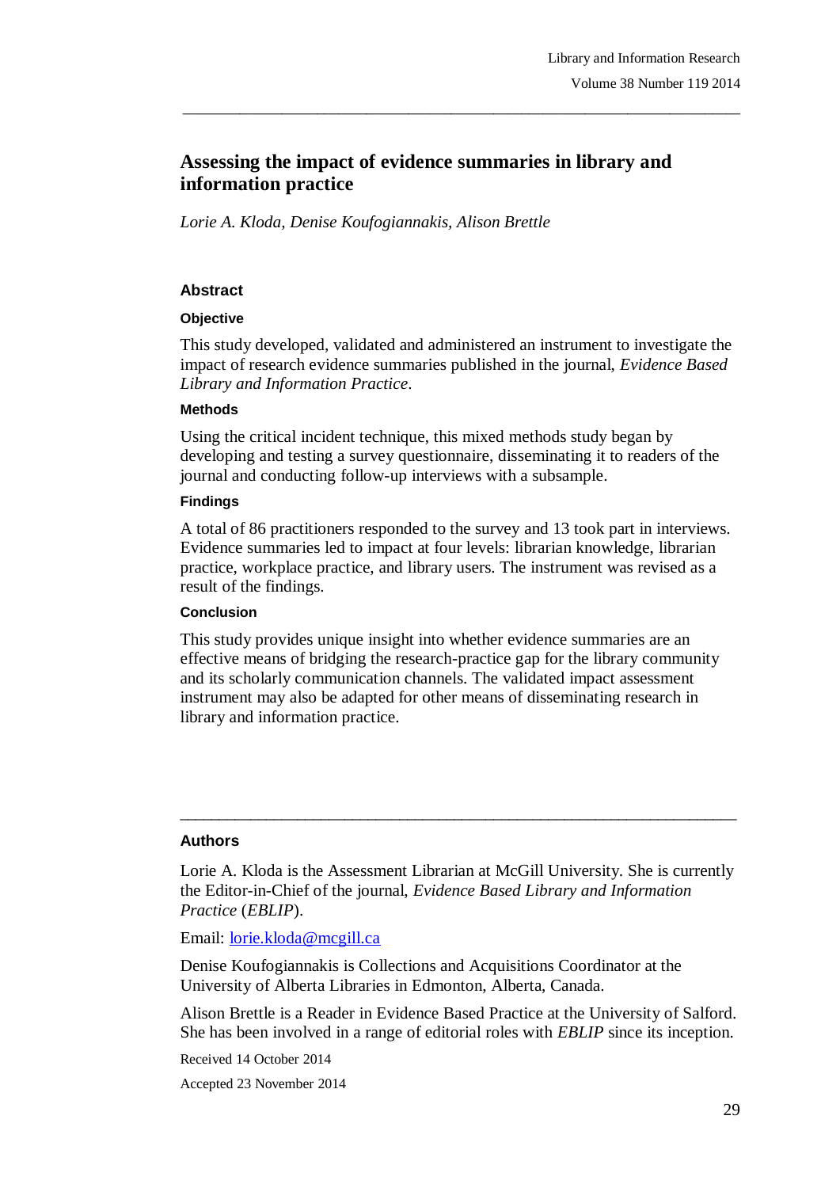# Assessing the impact of evidence summaries in library and information practice

*Lorie A. Kloda, Denise Koufogiannakis, Alison Brettle*

## Abstract

### Objective

This study developed, validated and administered an instrument to investigate the impact of research evidence summaries published in the journal, *Evidence Based Library and Information Practice*.

### Methods

Using the critical incident technique, this mixed methods study began by developing and testing a survey questionnaire, disseminating it to readers of the journal and conducting follow-up interviews with a subsample.

### Findings

A total of 86 practitioners responded to the survey and 13 took part in interviews. Evidence summaries led to impact at four levels: librarian knowledge, librarian practice, workplace practice, and library users. The instrument was revised as a result of the findings.

### Conclusion

This study provides unique insight into whether evidence summaries are an effective means of bridging the research-practice gap for the library community and its scholarly communication channels. The validated impact assessment instrument may also be adapted for other means of disseminating research in library and information practice.

---

## Authors

Lorie A. Kloda is the Assessment Librarian at McGill University. She is currently the Editor-in-Chief of the journal, *Evidence Based Library and Information Practice* (*EBLIP*).

Email: lorie.kloda@mcgill.ca

Denise Koufogiannakis is Collections and Acquisitions Coordinator at the University of Alberta Libraries in Edmonton, Alberta, Canada.

Alison Brettle is a Reader in Evidence Based Practice at the University of Salford. She has been involved in a range of editorial roles with *EBLIP* since its inception.

Received 14 October 2014

Accepted 23 November 2014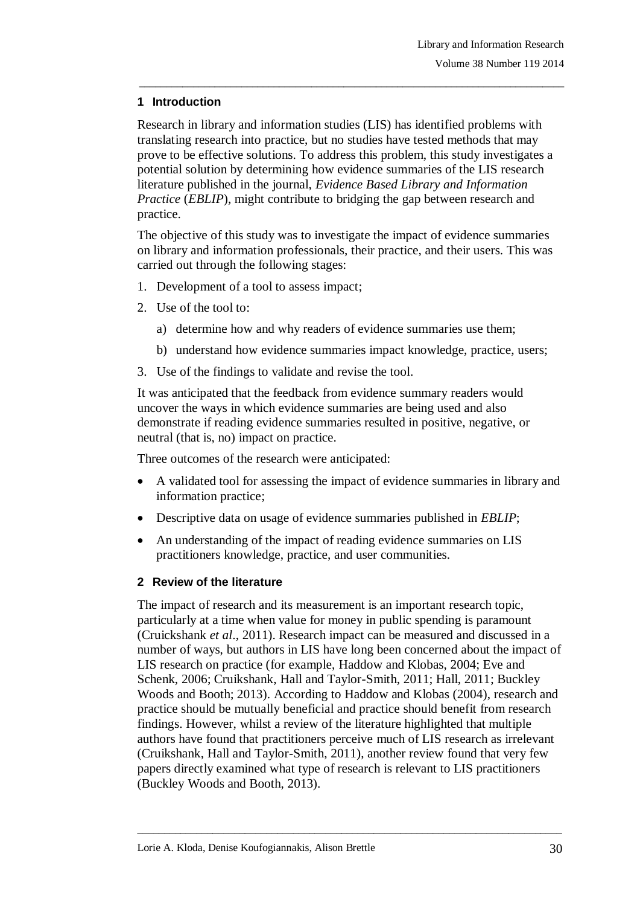## 1 Introduction

Research in library and information studies (LIS) has identified problems with translating research into practice, but no studies have tested methods that may prove to be effective solutions. To address this problem, this study investigates a potential solution by determining how evidence summaries of the LIS research literature published in the journal, *Evidence Based Library and Information Practice* (*EBLIP*), might contribute to bridging the gap between research and practice.

The objective of this study was to investigate the impact of evidence summaries on library and information professionals, their practice, and their users. This was carried out through the following stages:

1. Development of a tool to assess impact;
2. Use of the tool to:
   a) determine how and why readers of evidence summaries use them;
   b) understand how evidence summaries impact knowledge, practice, users;
3. Use of the findings to validate and revise the tool.

It was anticipated that the feedback from evidence summary readers would uncover the ways in which evidence summaries are being used and also demonstrate if reading evidence summaries resulted in positive, negative, or neutral (that is, no) impact on practice.

Three outcomes of the research were anticipated:

- A validated tool for assessing the impact of evidence summaries in library and information practice;
- Descriptive data on usage of evidence summaries published in *EBLIP*;
- An understanding of the impact of reading evidence summaries on LIS practitioners knowledge, practice, and user communities.

## 2 Review of the literature

The impact of research and its measurement is an important research topic, particularly at a time when value for money in public spending is paramount (Cruickshank *et al*., 2011). Research impact can be measured and discussed in a number of ways, but authors in LIS have long been concerned about the impact of LIS research on practice (for example, Haddow and Klobas, 2004; Eve and Schenk, 2006; Cruikshank, Hall and Taylor-Smith, 2011; Hall, 2011; Buckley Woods and Booth; 2013). According to Haddow and Klobas (2004), research and practice should be mutually beneficial and practice should benefit from research findings. However, whilst a review of the literature highlighted that multiple authors have found that practitioners perceive much of LIS research as irrelevant (Cruikshank, Hall and Taylor-Smith, 2011), another review found that very few papers directly examined what type of research is relevant to LIS practitioners (Buckley Woods and Booth, 2013).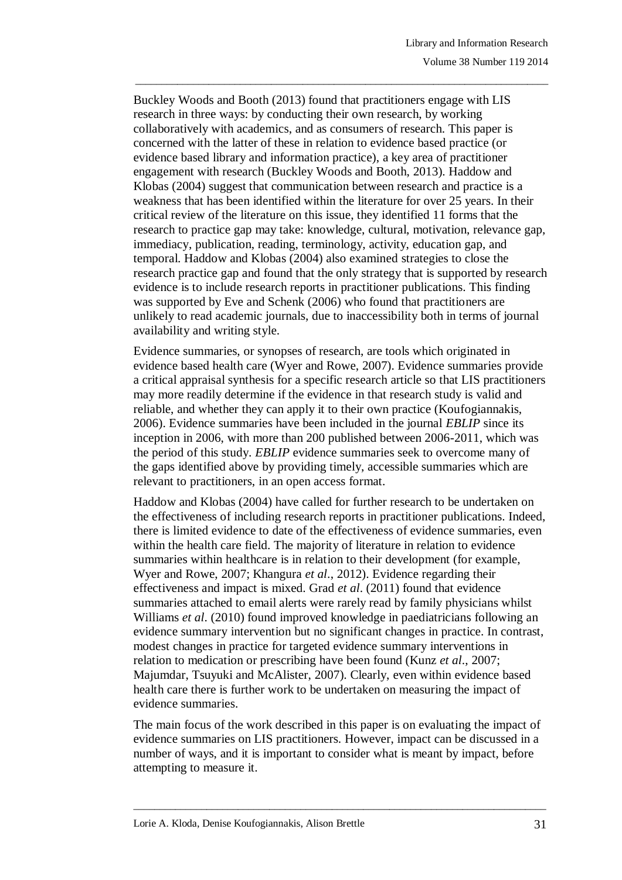Buckley Woods and Booth (2013) found that practitioners engage with LIS research in three ways: by conducting their own research, by working collaboratively with academics, and as consumers of research. This paper is concerned with the latter of these in relation to evidence based practice (or evidence based library and information practice), a key area of practitioner engagement with research (Buckley Woods and Booth, 2013). Haddow and Klobas (2004) suggest that communication between research and practice is a weakness that has been identified within the literature for over 25 years. In their critical review of the literature on this issue, they identified 11 forms that the research to practice gap may take: knowledge, cultural, motivation, relevance gap, immediacy, publication, reading, terminology, activity, education gap, and temporal. Haddow and Klobas (2004) also examined strategies to close the research practice gap and found that the only strategy that is supported by research evidence is to include research reports in practitioner publications. This finding was supported by Eve and Schenk (2006) who found that practitioners are unlikely to read academic journals, due to inaccessibility both in terms of journal availability and writing style.

Evidence summaries, or synopses of research, are tools which originated in evidence based health care (Wyer and Rowe, 2007). Evidence summaries provide a critical appraisal synthesis for a specific research article so that LIS practitioners may more readily determine if the evidence in that research study is valid and reliable, and whether they can apply it to their own practice (Koufogiannakis, 2006). Evidence summaries have been included in the journal *EBLIP* since its inception in 2006, with more than 200 published between 2006-2011, which was the period of this study. *EBLIP* evidence summaries seek to overcome many of the gaps identified above by providing timely, accessible summaries which are relevant to practitioners, in an open access format.

Haddow and Klobas (2004) have called for further research to be undertaken on the effectiveness of including research reports in practitioner publications. Indeed, there is limited evidence to date of the effectiveness of evidence summaries, even within the health care field. The majority of literature in relation to evidence summaries within healthcare is in relation to their development (for example, Wyer and Rowe, 2007; Khangura *et al*., 2012). Evidence regarding their effectiveness and impact is mixed. Grad *et al*. (2011) found that evidence summaries attached to email alerts were rarely read by family physicians whilst Williams *et al*. (2010) found improved knowledge in paediatricians following an evidence summary intervention but no significant changes in practice. In contrast, modest changes in practice for targeted evidence summary interventions in relation to medication or prescribing have been found (Kunz *et al*., 2007; Majumdar, Tsuyuki and McAlister, 2007). Clearly, even within evidence based health care there is further work to be undertaken on measuring the impact of evidence summaries.

The main focus of the work described in this paper is on evaluating the impact of evidence summaries on LIS practitioners. However, impact can be discussed in a number of ways, and it is important to consider what is meant by impact, before attempting to measure it.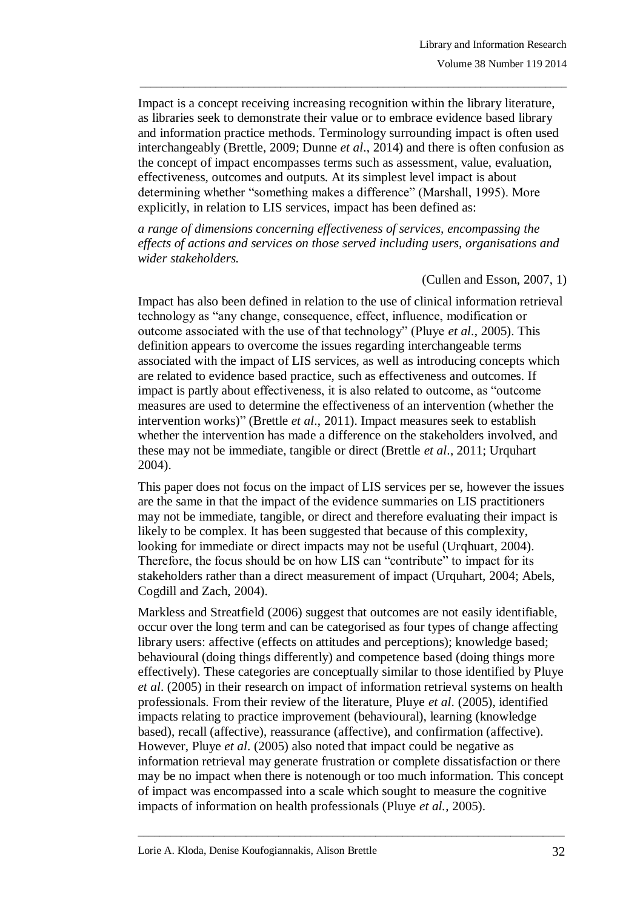Impact is a concept receiving increasing recognition within the library literature, as libraries seek to demonstrate their value or to embrace evidence based library and information practice methods. Terminology surrounding impact is often used interchangeably (Brettle, 2009; Dunne *et al*., 2014) and there is often confusion as the concept of impact encompasses terms such as assessment, value, evaluation, effectiveness, outcomes and outputs. At its simplest level impact is about determining whether "something makes a difference" (Marshall, 1995). More explicitly, in relation to LIS services, impact has been defined as:

*a range of dimensions concerning effectiveness of services, encompassing the effects of actions and services on those served including users, organisations and wider stakeholders.*

(Cullen and Esson, 2007, 1)

Impact has also been defined in relation to the use of clinical information retrieval technology as "any change, consequence, effect, influence, modification or outcome associated with the use of that technology" (Pluye *et al*., 2005). This definition appears to overcome the issues regarding interchangeable terms associated with the impact of LIS services, as well as introducing concepts which are related to evidence based practice, such as effectiveness and outcomes. If impact is partly about effectiveness, it is also related to outcome, as "outcome measures are used to determine the effectiveness of an intervention (whether the intervention works)" (Brettle *et al*., 2011). Impact measures seek to establish whether the intervention has made a difference on the stakeholders involved, and these may not be immediate, tangible or direct (Brettle *et al*., 2011; Urquhart 2004).

This paper does not focus on the impact of LIS services per se, however the issues are the same in that the impact of the evidence summaries on LIS practitioners may not be immediate, tangible, or direct and therefore evaluating their impact is likely to be complex. It has been suggested that because of this complexity, looking for immediate or direct impacts may not be useful (Urqhuart, 2004). Therefore, the focus should be on how LIS can "contribute" to impact for its stakeholders rather than a direct measurement of impact (Urquhart, 2004; Abels, Cogdill and Zach, 2004).

Markless and Streatfield (2006) suggest that outcomes are not easily identifiable, occur over the long term and can be categorised as four types of change affecting library users: affective (effects on attitudes and perceptions); knowledge based; behavioural (doing things differently) and competence based (doing things more effectively). These categories are conceptually similar to those identified by Pluye *et al*. (2005) in their research on impact of information retrieval systems on health professionals. From their review of the literature, Pluye *et al*. (2005), identified impacts relating to practice improvement (behavioural), learning (knowledge based), recall (affective), reassurance (affective), and confirmation (affective). However, Pluye *et al*. (2005) also noted that impact could be negative as information retrieval may generate frustration or complete dissatisfaction or there may be no impact when there is notenough or too much information. This concept of impact was encompassed into a scale which sought to measure the cognitive impacts of information on health professionals (Pluye *et al.*, 2005).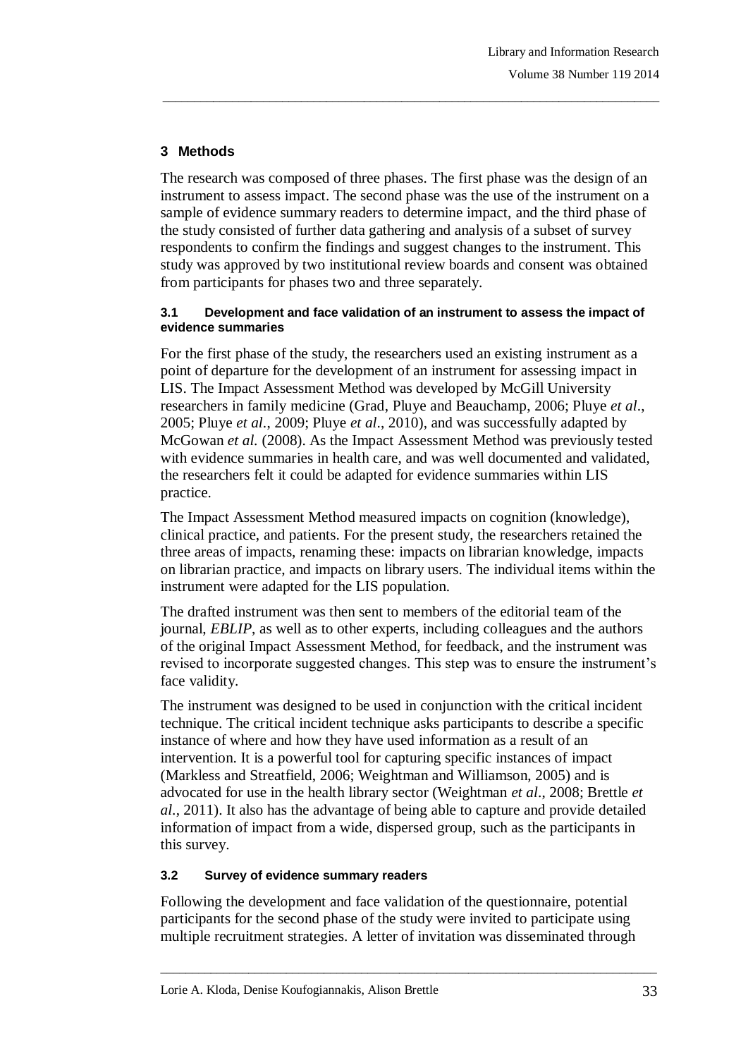## 3 Methods

The research was composed of three phases. The first phase was the design of an instrument to assess impact. The second phase was the use of the instrument on a sample of evidence summary readers to determine impact, and the third phase of the study consisted of further data gathering and analysis of a subset of survey respondents to confirm the findings and suggest changes to the instrument. This study was approved by two institutional review boards and consent was obtained from participants for phases two and three separately.

### 3.1 Development and face validation of an instrument to assess the impact of evidence summaries

For the first phase of the study, the researchers used an existing instrument as a point of departure for the development of an instrument for assessing impact in LIS. The Impact Assessment Method was developed by McGill University researchers in family medicine (Grad, Pluye and Beauchamp, 2006; Pluye *et al*., 2005; Pluye *et al*., 2009; Pluye *et al*., 2010), and was successfully adapted by McGowan *et al.* (2008). As the Impact Assessment Method was previously tested with evidence summaries in health care, and was well documented and validated, the researchers felt it could be adapted for evidence summaries within LIS practice.

The Impact Assessment Method measured impacts on cognition (knowledge), clinical practice, and patients. For the present study, the researchers retained the three areas of impacts, renaming these: impacts on librarian knowledge, impacts on librarian practice, and impacts on library users. The individual items within the instrument were adapted for the LIS population.

The drafted instrument was then sent to members of the editorial team of the journal, *EBLIP*, as well as to other experts, including colleagues and the authors of the original Impact Assessment Method, for feedback, and the instrument was revised to incorporate suggested changes. This step was to ensure the instrument's face validity.

The instrument was designed to be used in conjunction with the critical incident technique. The critical incident technique asks participants to describe a specific instance of where and how they have used information as a result of an intervention. It is a powerful tool for capturing specific instances of impact (Markless and Streatfield, 2006; Weightman and Williamson, 2005) and is advocated for use in the health library sector (Weightman *et al*., 2008; Brettle *et al*., 2011). It also has the advantage of being able to capture and provide detailed information of impact from a wide, dispersed group, such as the participants in this survey.

### 3.2 Survey of evidence summary readers

Following the development and face validation of the questionnaire, potential participants for the second phase of the study were invited to participate using multiple recruitment strategies. A letter of invitation was disseminated through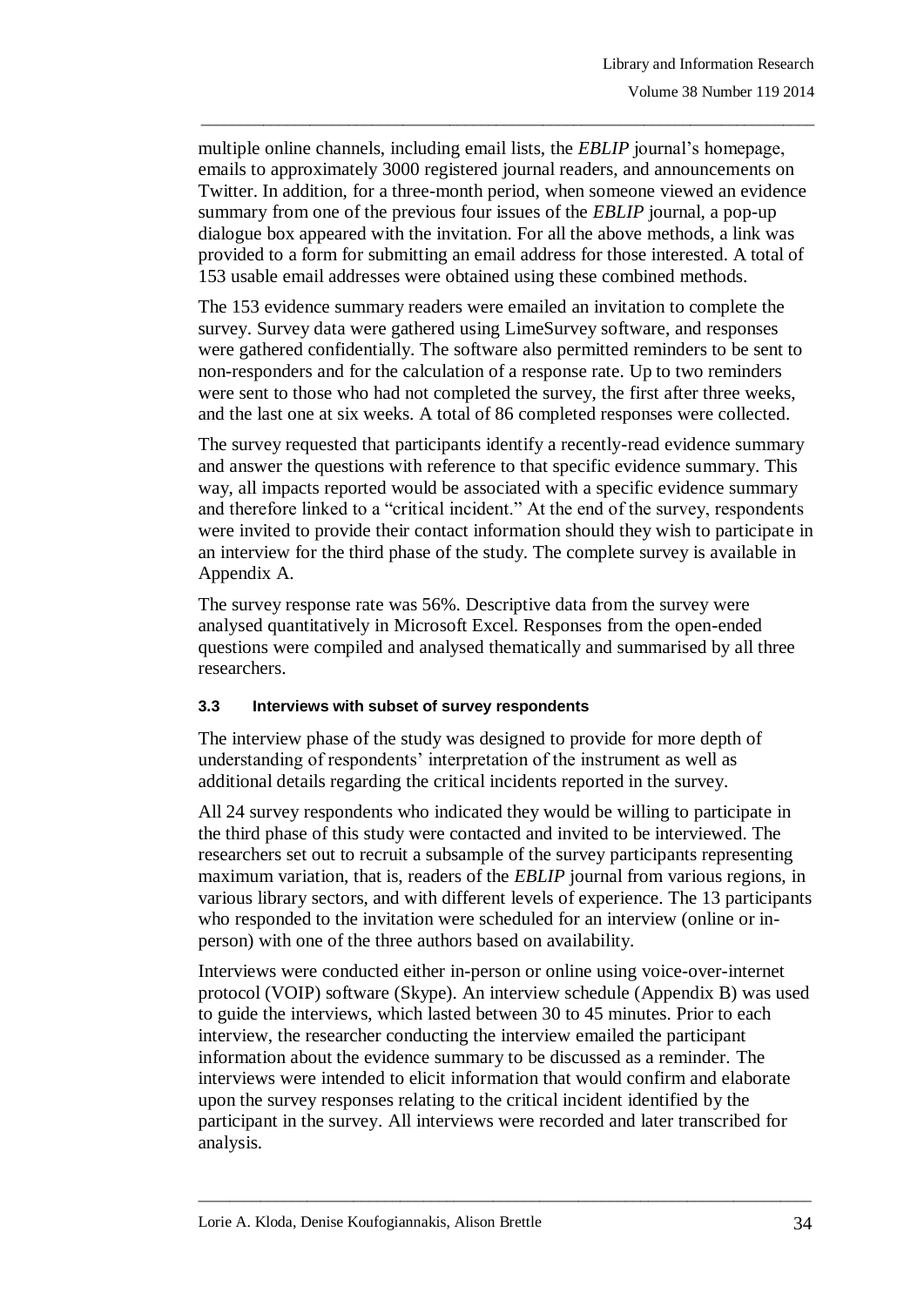multiple online channels, including email lists, the *EBLIP* journal's homepage, emails to approximately 3000 registered journal readers, and announcements on Twitter. In addition, for a three-month period, when someone viewed an evidence summary from one of the previous four issues of the *EBLIP* journal, a pop-up dialogue box appeared with the invitation. For all the above methods, a link was provided to a form for submitting an email address for those interested. A total of 153 usable email addresses were obtained using these combined methods.

The 153 evidence summary readers were emailed an invitation to complete the survey. Survey data were gathered using LimeSurvey software, and responses were gathered confidentially. The software also permitted reminders to be sent to non-responders and for the calculation of a response rate. Up to two reminders were sent to those who had not completed the survey, the first after three weeks, and the last one at six weeks. A total of 86 completed responses were collected.

The survey requested that participants identify a recently-read evidence summary and answer the questions with reference to that specific evidence summary. This way, all impacts reported would be associated with a specific evidence summary and therefore linked to a "critical incident." At the end of the survey, respondents were invited to provide their contact information should they wish to participate in an interview for the third phase of the study. The complete survey is available in Appendix A.

The survey response rate was 56%. Descriptive data from the survey were analysed quantitatively in Microsoft Excel. Responses from the open-ended questions were compiled and analysed thematically and summarised by all three researchers.

### 3.3 Interviews with subset of survey respondents

The interview phase of the study was designed to provide for more depth of understanding of respondents' interpretation of the instrument as well as additional details regarding the critical incidents reported in the survey.

All 24 survey respondents who indicated they would be willing to participate in the third phase of this study were contacted and invited to be interviewed. The researchers set out to recruit a subsample of the survey participants representing maximum variation, that is, readers of the *EBLIP* journal from various regions, in various library sectors, and with different levels of experience. The 13 participants who responded to the invitation were scheduled for an interview (online or in-person) with one of the three authors based on availability.

Interviews were conducted either in-person or online using voice-over-internet protocol (VOIP) software (Skype). An interview schedule (Appendix B) was used to guide the interviews, which lasted between 30 to 45 minutes. Prior to each interview, the researcher conducting the interview emailed the participant information about the evidence summary to be discussed as a reminder. The interviews were intended to elicit information that would confirm and elaborate upon the survey responses relating to the critical incident identified by the participant in the survey. All interviews were recorded and later transcribed for analysis.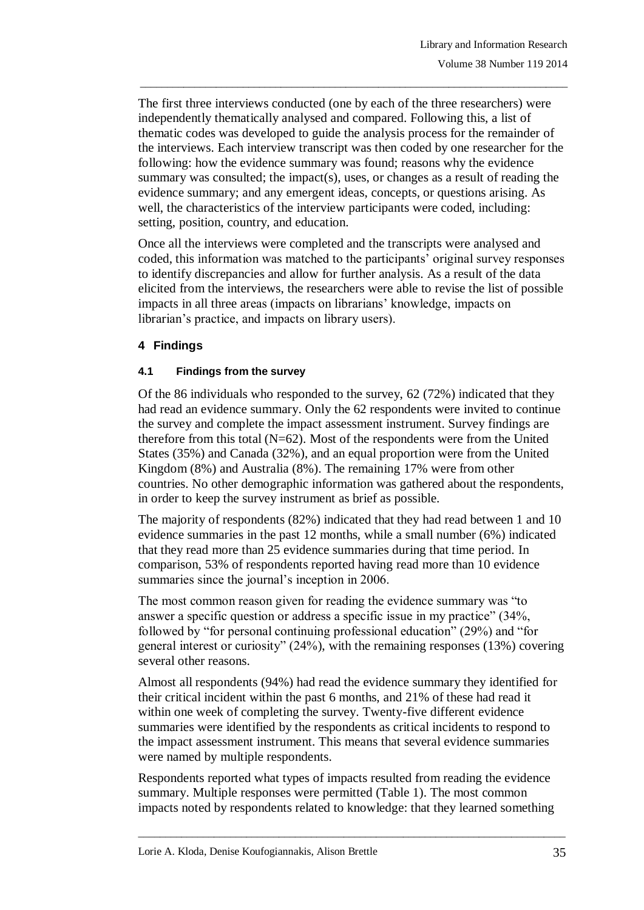The first three interviews conducted (one by each of the three researchers) were independently thematically analysed and compared. Following this, a list of thematic codes was developed to guide the analysis process for the remainder of the interviews. Each interview transcript was then coded by one researcher for the following: how the evidence summary was found; reasons why the evidence summary was consulted; the impact(s), uses, or changes as a result of reading the evidence summary; and any emergent ideas, concepts, or questions arising. As well, the characteristics of the interview participants were coded, including: setting, position, country, and education.

Once all the interviews were completed and the transcripts were analysed and coded, this information was matched to the participants' original survey responses to identify discrepancies and allow for further analysis. As a result of the data elicited from the interviews, the researchers were able to revise the list of possible impacts in all three areas (impacts on librarians' knowledge, impacts on librarian's practice, and impacts on library users).

## 4 Findings

### 4.1 Findings from the survey

Of the 86 individuals who responded to the survey, 62 (72%) indicated that they had read an evidence summary. Only the 62 respondents were invited to continue the survey and complete the impact assessment instrument. Survey findings are therefore from this total (N=62). Most of the respondents were from the United States (35%) and Canada (32%), and an equal proportion were from the United Kingdom (8%) and Australia (8%). The remaining 17% were from other countries. No other demographic information was gathered about the respondents, in order to keep the survey instrument as brief as possible.

The majority of respondents (82%) indicated that they had read between 1 and 10 evidence summaries in the past 12 months, while a small number (6%) indicated that they read more than 25 evidence summaries during that time period. In comparison, 53% of respondents reported having read more than 10 evidence summaries since the journal's inception in 2006.

The most common reason given for reading the evidence summary was "to answer a specific question or address a specific issue in my practice" (34%, followed by "for personal continuing professional education" (29%) and "for general interest or curiosity" (24%), with the remaining responses (13%) covering several other reasons.

Almost all respondents (94%) had read the evidence summary they identified for their critical incident within the past 6 months, and 21% of these had read it within one week of completing the survey. Twenty-five different evidence summaries were identified by the respondents as critical incidents to respond to the impact assessment instrument. This means that several evidence summaries were named by multiple respondents.

Respondents reported what types of impacts resulted from reading the evidence summary. Multiple responses were permitted (Table 1). The most common impacts noted by respondents related to knowledge: that they learned something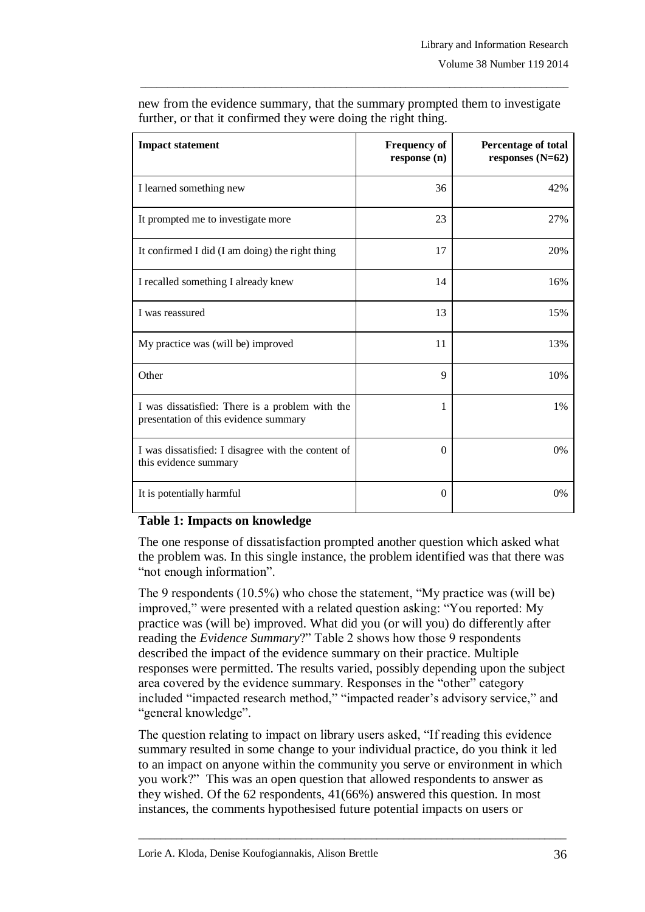new from the evidence summary, that the summary prompted them to investigate further, or that it confirmed they were doing the right thing.

| Impact statement | Frequency of response (n) | Percentage of total responses (N=62) |
|---|---|---|
| I learned something new | 36 | 42% |
| It prompted me to investigate more | 23 | 27% |
| It confirmed I did (I am doing) the right thing | 17 | 20% |
| I recalled something I already knew | 14 | 16% |
| I was reassured | 13 | 15% |
| My practice was (will be) improved | 11 | 13% |
| Other | 9 | 10% |
| I was dissatisfied: There is a problem with the presentation of this evidence summary | 1 | 1% |
| I was dissatisfied: I disagree with the content of this evidence summary | 0 | 0% |
| It is potentially harmful | 0 | 0% |

**Table 1: Impacts on knowledge**

The one response of dissatisfaction prompted another question which asked what the problem was. In this single instance, the problem identified was that there was "not enough information".

The 9 respondents (10.5%) who chose the statement, "My practice was (will be) improved," were presented with a related question asking: "You reported: My practice was (will be) improved. What did you (or will you) do differently after reading the *Evidence Summary*?" Table 2 shows how those 9 respondents described the impact of the evidence summary on their practice. Multiple responses were permitted. The results varied, possibly depending upon the subject area covered by the evidence summary. Responses in the "other" category included "impacted research method," "impacted reader's advisory service," and "general knowledge".

The question relating to impact on library users asked, "If reading this evidence summary resulted in some change to your individual practice, do you think it led to an impact on anyone within the community you serve or environment in which you work?" This was an open question that allowed respondents to answer as they wished. Of the 62 respondents, 41(66%) answered this question. In most instances, the comments hypothesised future potential impacts on users or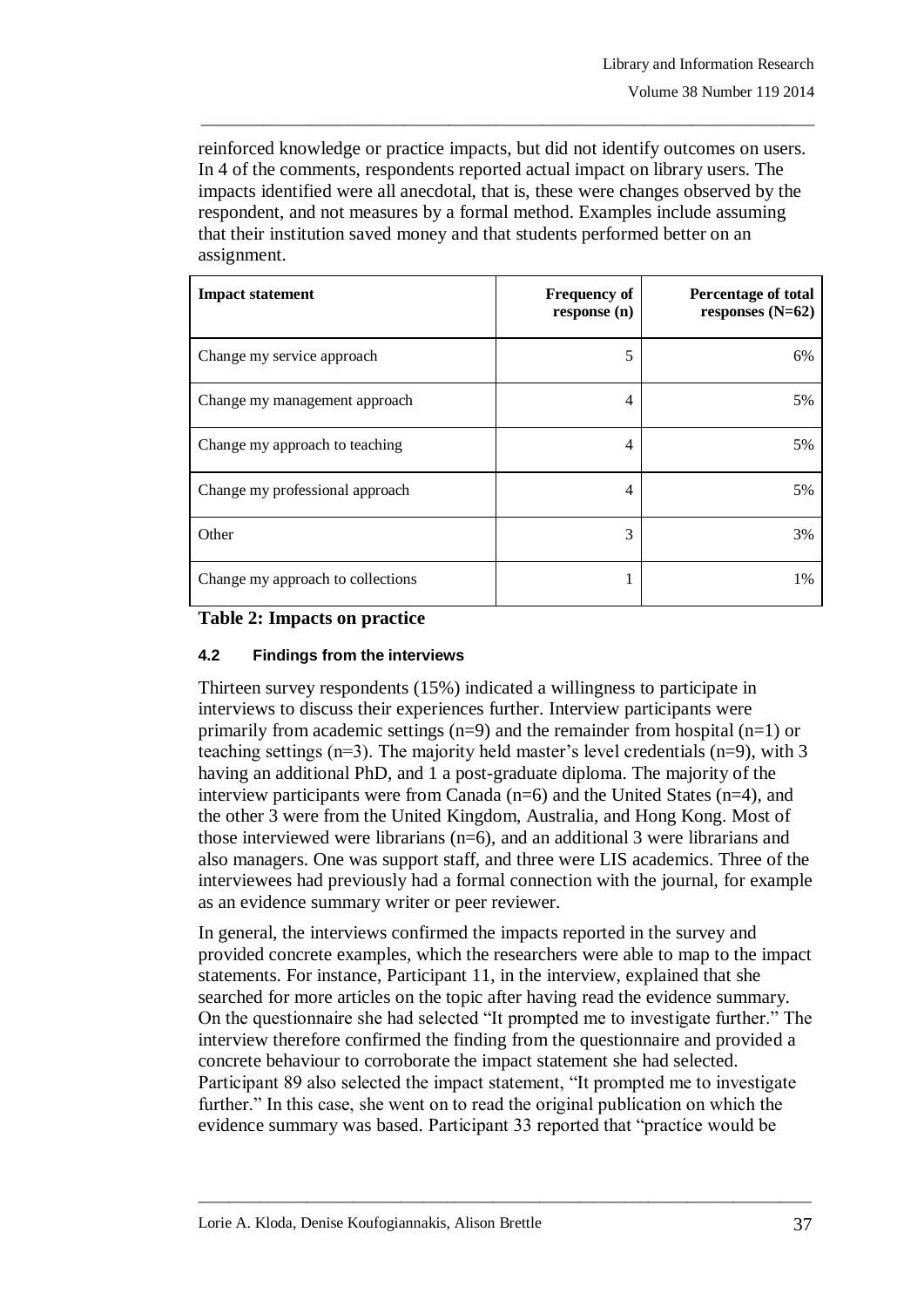reinforced knowledge or practice impacts, but did not identify outcomes on users. In 4 of the comments, respondents reported actual impact on library users. The impacts identified were all anecdotal, that is, these were changes observed by the respondent, and not measures by a formal method. Examples include assuming that their institution saved money and that students performed better on an assignment.

| Impact statement | Frequency of response (n) | Percentage of total responses (N=62) |
|---|---|---|
| Change my service approach | 5 | 6% |
| Change my management approach | 4 | 5% |
| Change my approach to teaching | 4 | 5% |
| Change my professional approach | 4 | 5% |
| Other | 3 | 3% |
| Change my approach to collections | 1 | 1% |

**Table 2: Impacts on practice**

### 4.2 Findings from the interviews

Thirteen survey respondents (15%) indicated a willingness to participate in interviews to discuss their experiences further. Interview participants were primarily from academic settings (n=9) and the remainder from hospital (n=1) or teaching settings (n=3). The majority held master's level credentials (n=9), with 3 having an additional PhD, and 1 a post-graduate diploma. The majority of the interview participants were from Canada (n=6) and the United States (n=4), and the other 3 were from the United Kingdom, Australia, and Hong Kong. Most of those interviewed were librarians (n=6), and an additional 3 were librarians and also managers. One was support staff, and three were LIS academics. Three of the interviewees had previously had a formal connection with the journal, for example as an evidence summary writer or peer reviewer.

In general, the interviews confirmed the impacts reported in the survey and provided concrete examples, which the researchers were able to map to the impact statements. For instance, Participant 11, in the interview, explained that she searched for more articles on the topic after having read the evidence summary. On the questionnaire she had selected "It prompted me to investigate further." The interview therefore confirmed the finding from the questionnaire and provided a concrete behaviour to corroborate the impact statement she had selected. Participant 89 also selected the impact statement, "It prompted me to investigate further." In this case, she went on to read the original publication on which the evidence summary was based. Participant 33 reported that "practice would be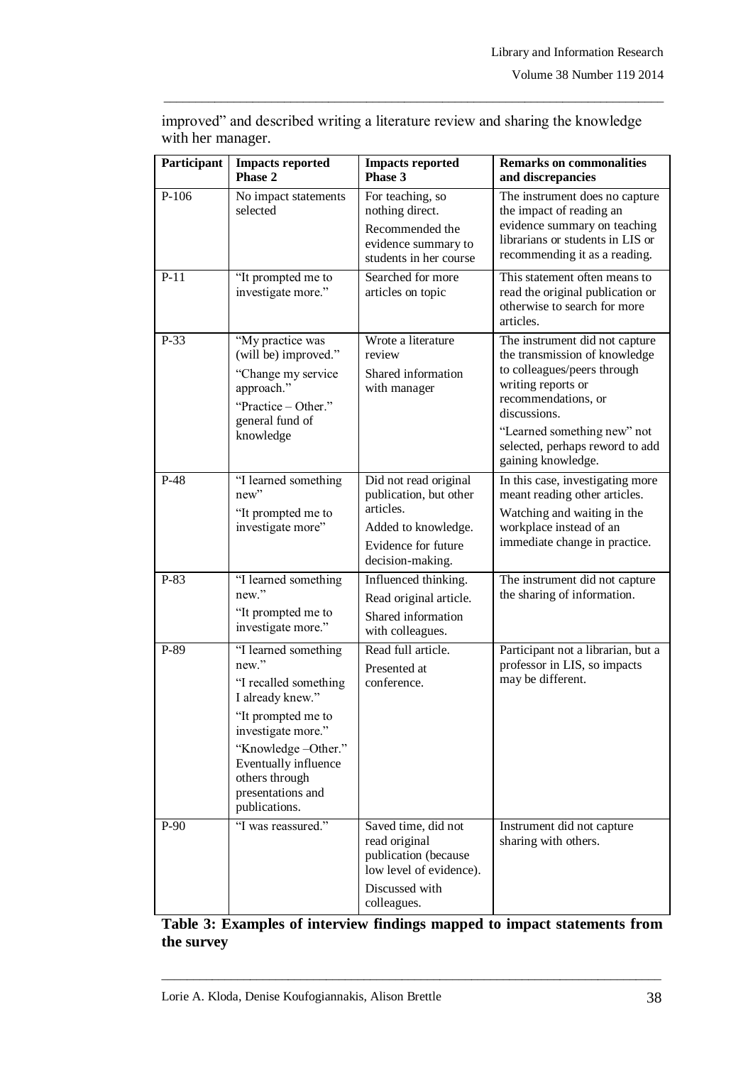improved" and described writing a literature review and sharing the knowledge with her manager.

| Participant | Impacts reported Phase 2 | Impacts reported Phase 3 | Remarks on commonalities and discrepancies |
|---|---|---|---|
| P-106 | No impact statements selected | For teaching, so nothing direct.<br>Recommended the evidence summary to students in her course | The instrument does no capture the impact of reading an evidence summary on teaching librarians or students in LIS or recommending it as a reading. |
| P-11 | "It prompted me to investigate more." | Searched for more articles on topic | This statement often means to read the original publication or otherwise to search for more articles. |
| P-33 | "My practice was (will be) improved."<br>"Change my service approach."<br>"Practice – Other." general fund of knowledge | Wrote a literature review<br>Shared information with manager | The instrument did not capture the transmission of knowledge to colleagues/peers through writing reports or recommendations, or discussions.<br>"Learned something new" not selected, perhaps reword to add gaining knowledge. |
| P-48 | "I learned something new"<br>"It prompted me to investigate more" | Did not read original publication, but other articles.<br>Added to knowledge.<br>Evidence for future decision-making. | In this case, investigating more meant reading other articles.<br>Watching and waiting in the workplace instead of an immediate change in practice. |
| P-83 | "I learned something new."<br>"It prompted me to investigate more." | Influenced thinking.<br>Read original article.<br>Shared information with colleagues. | The instrument did not capture the sharing of information. |
| P-89 | "I learned something new."<br>"I recalled something I already knew."<br>"It prompted me to investigate more."<br>"Knowledge –Other." Eventually influence others through presentations and publications. | Read full article.<br>Presented at conference. | Participant not a librarian, but a professor in LIS, so impacts may be different. |
| P-90 | "I was reassured." | Saved time, did not read original publication (because low level of evidence).<br>Discussed with colleagues. | Instrument did not capture sharing with others. |

**Table 3: Examples of interview findings mapped to impact statements from the survey**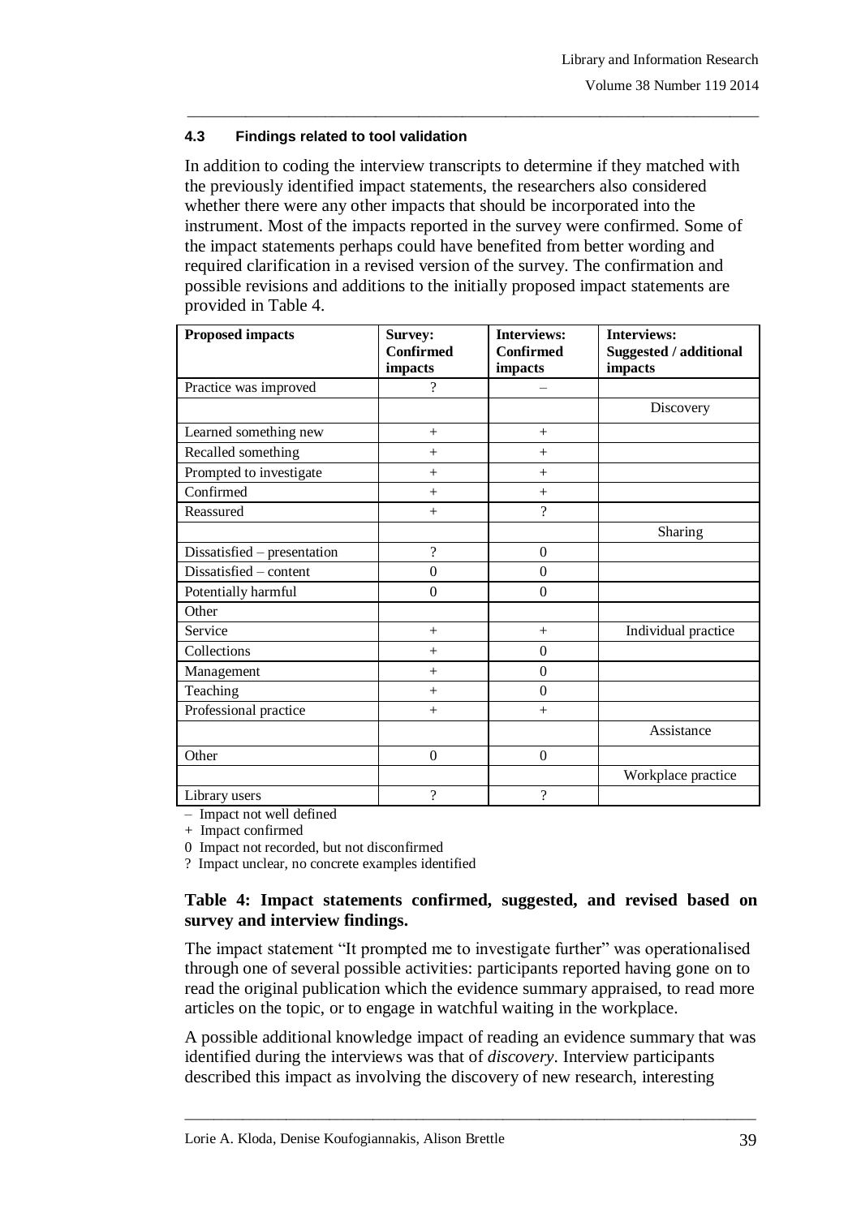### 4.3 Findings related to tool validation

In addition to coding the interview transcripts to determine if they matched with the previously identified impact statements, the researchers also considered whether there were any other impacts that should be incorporated into the instrument. Most of the impacts reported in the survey were confirmed. Some of the impact statements perhaps could have benefited from better wording and required clarification in a revised version of the survey. The confirmation and possible revisions and additions to the initially proposed impact statements are provided in Table 4.

| Proposed impacts | Survey: Confirmed impacts | Interviews: Confirmed impacts | Interviews: Suggested / additional impacts |
|---|---|---|---|
| Practice was improved | ? | – | |
| | | | Discovery |
| Learned something new | + | + | |
| Recalled something | + | + | |
| Prompted to investigate | + | + | |
| Confirmed | + | + | |
| Reassured | + | ? | |
| | | | Sharing |
| Dissatisfied – presentation | ? | 0 | |
| Dissatisfied – content | 0 | 0 | |
| Potentially harmful | 0 | 0 | |
| Other | | | |
| Service | + | + | Individual practice |
| Collections | + | 0 | |
| Management | + | 0 | |
| Teaching | + | 0 | |
| Professional practice | + | + | |
| | | | Assistance |
| Other | 0 | 0 | |
| | | | Workplace practice |
| Library users | ? | ? | |

– Impact not well defined
\+ Impact confirmed
0 Impact not recorded, but not disconfirmed
? Impact unclear, no concrete examples identified

**Table 4: Impact statements confirmed, suggested, and revised based on survey and interview findings.**

The impact statement "It prompted me to investigate further" was operationalised through one of several possible activities: participants reported having gone on to read the original publication which the evidence summary appraised, to read more articles on the topic, or to engage in watchful waiting in the workplace.

A possible additional knowledge impact of reading an evidence summary that was identified during the interviews was that of *discovery*. Interview participants described this impact as involving the discovery of new research, interesting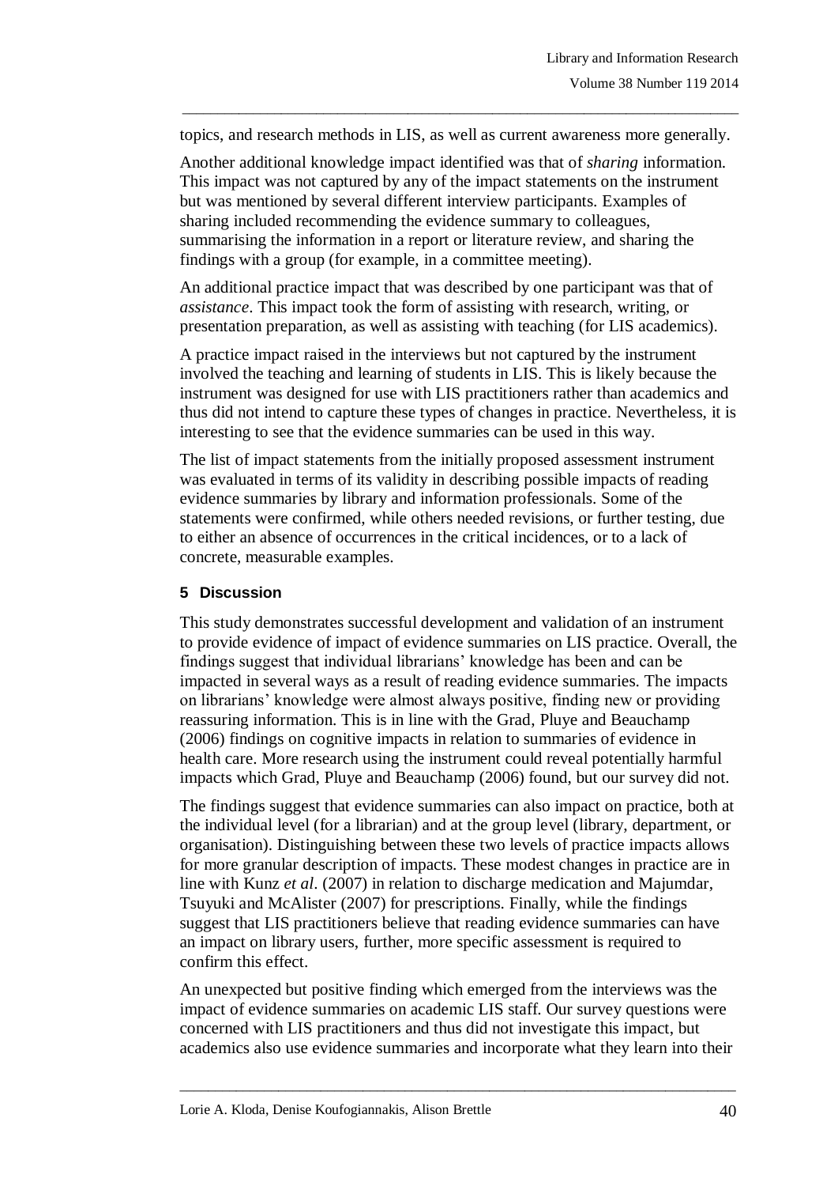topics, and research methods in LIS, as well as current awareness more generally.

Another additional knowledge impact identified was that of *sharing* information. This impact was not captured by any of the impact statements on the instrument but was mentioned by several different interview participants. Examples of sharing included recommending the evidence summary to colleagues, summarising the information in a report or literature review, and sharing the findings with a group (for example, in a committee meeting).

An additional practice impact that was described by one participant was that of *assistance*. This impact took the form of assisting with research, writing, or presentation preparation, as well as assisting with teaching (for LIS academics).

A practice impact raised in the interviews but not captured by the instrument involved the teaching and learning of students in LIS. This is likely because the instrument was designed for use with LIS practitioners rather than academics and thus did not intend to capture these types of changes in practice. Nevertheless, it is interesting to see that the evidence summaries can be used in this way.

The list of impact statements from the initially proposed assessment instrument was evaluated in terms of its validity in describing possible impacts of reading evidence summaries by library and information professionals. Some of the statements were confirmed, while others needed revisions, or further testing, due to either an absence of occurrences in the critical incidences, or to a lack of concrete, measurable examples.

## 5 Discussion

This study demonstrates successful development and validation of an instrument to provide evidence of impact of evidence summaries on LIS practice. Overall, the findings suggest that individual librarians' knowledge has been and can be impacted in several ways as a result of reading evidence summaries. The impacts on librarians' knowledge were almost always positive, finding new or providing reassuring information. This is in line with the Grad, Pluye and Beauchamp (2006) findings on cognitive impacts in relation to summaries of evidence in health care. More research using the instrument could reveal potentially harmful impacts which Grad, Pluye and Beauchamp (2006) found, but our survey did not.

The findings suggest that evidence summaries can also impact on practice, both at the individual level (for a librarian) and at the group level (library, department, or organisation). Distinguishing between these two levels of practice impacts allows for more granular description of impacts. These modest changes in practice are in line with Kunz *et al*. (2007) in relation to discharge medication and Majumdar, Tsuyuki and McAlister (2007) for prescriptions. Finally, while the findings suggest that LIS practitioners believe that reading evidence summaries can have an impact on library users, further, more specific assessment is required to confirm this effect.

An unexpected but positive finding which emerged from the interviews was the impact of evidence summaries on academic LIS staff. Our survey questions were concerned with LIS practitioners and thus did not investigate this impact, but academics also use evidence summaries and incorporate what they learn into their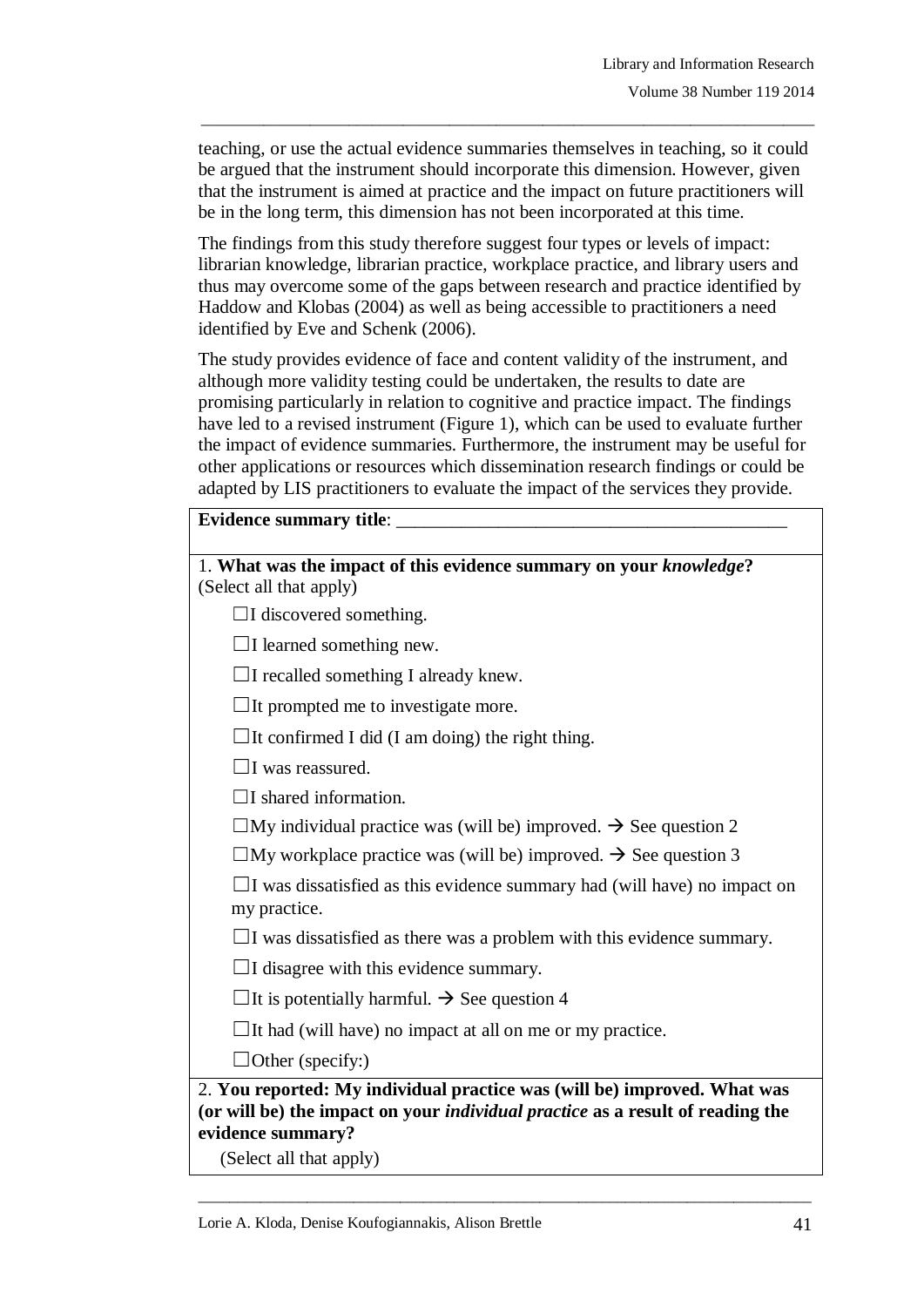teaching, or use the actual evidence summaries themselves in teaching, so it could be argued that the instrument should incorporate this dimension. However, given that the instrument is aimed at practice and the impact on future practitioners will be in the long term, this dimension has not been incorporated at this time.

The findings from this study therefore suggest four types or levels of impact: librarian knowledge, librarian practice, workplace practice, and library users and thus may overcome some of the gaps between research and practice identified by Haddow and Klobas (2004) as well as being accessible to practitioners a need identified by Eve and Schenk (2006).

The study provides evidence of face and content validity of the instrument, and although more validity testing could be undertaken, the results to date are promising particularly in relation to cognitive and practice impact. The findings have led to a revised instrument (Figure 1), which can be used to evaluate further the impact of evidence summaries. Furthermore, the instrument may be useful for other applications or resources which dissemination research findings or could be adapted by LIS practitioners to evaluate the impact of the services they provide.

---

**Evidence summary title**: ___________________________________________

---

1. **What was the impact of this evidence summary on your *knowledge*?** (Select all that apply)

- ☐I discovered something.
- ☐I learned something new.
- ☐I recalled something I already knew.
- ☐It prompted me to investigate more.
- ☐It confirmed I did (I am doing) the right thing.
- ☐I was reassured.
- ☐I shared information.
- ☐My individual practice was (will be) improved. → See question 2
- ☐My workplace practice was (will be) improved. → See question 3
- ☐I was dissatisfied as this evidence summary had (will have) no impact on my practice.
- ☐I was dissatisfied as there was a problem with this evidence summary.
- ☐I disagree with this evidence summary.
- ☐It is potentially harmful. → See question 4
- ☐It had (will have) no impact at all on me or my practice.
- ☐Other (specify:)

---

2. **You reported: My individual practice was (will be) improved. What was (or will be) the impact on your *individual practice* as a result of reading the evidence summary?**

(Select all that apply)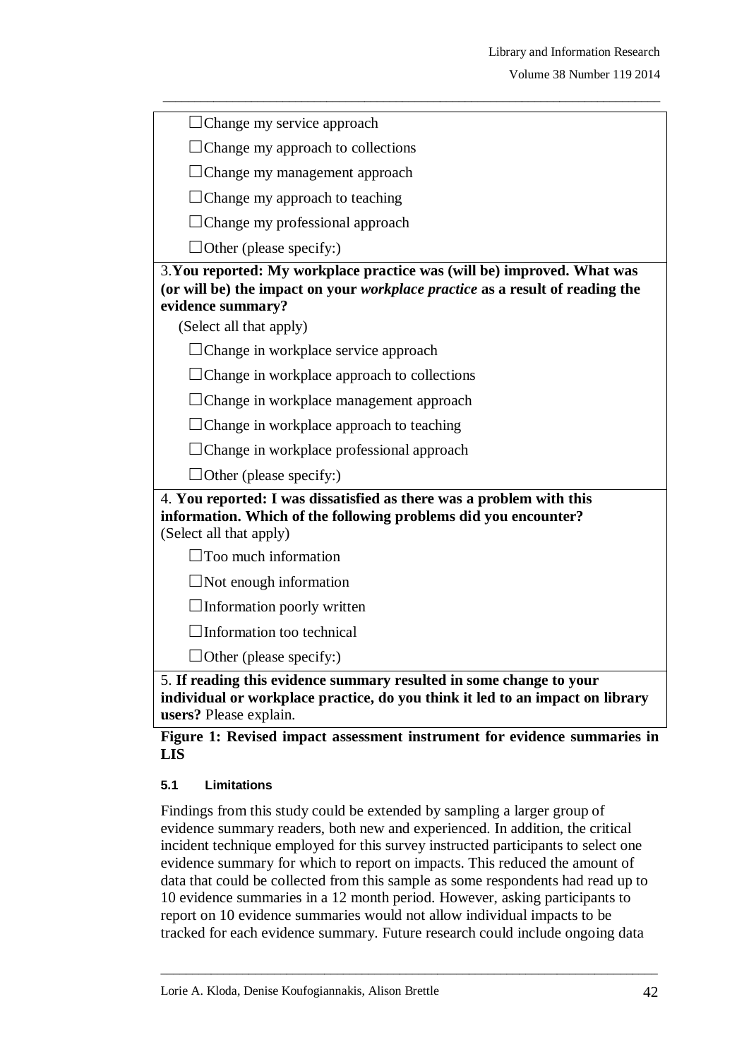☐Change my service approach

☐Change my approach to collections

☐Change my management approach

☐Change my approach to teaching

☐Change my professional approach

☐Other (please specify:)

3.**You reported: My workplace practice was (will be) improved. What was (or will be) the impact on your *workplace practice* as a result of reading the evidence summary?**

(Select all that apply)

☐Change in workplace service approach

☐Change in workplace approach to collections

☐Change in workplace management approach

☐Change in workplace approach to teaching

☐Change in workplace professional approach

☐Other (please specify:)

4. **You reported: I was dissatisfied as there was a problem with this information. Which of the following problems did you encounter?**
(Select all that apply)

☐Too much information

☐Not enough information

☐Information poorly written

☐Information too technical

☐Other (please specify:)

5. **If reading this evidence summary resulted in some change to your individual or workplace practice, do you think it led to an impact on library users?** Please explain.

**Figure 1: Revised impact assessment instrument for evidence summaries in LIS**

#### 5.1 Limitations

Findings from this study could be extended by sampling a larger group of evidence summary readers, both new and experienced. In addition, the critical incident technique employed for this survey instructed participants to select one evidence summary for which to report on impacts. This reduced the amount of data that could be collected from this sample as some respondents had read up to 10 evidence summaries in a 12 month period. However, asking participants to report on 10 evidence summaries would not allow individual impacts to be tracked for each evidence summary. Future research could include ongoing data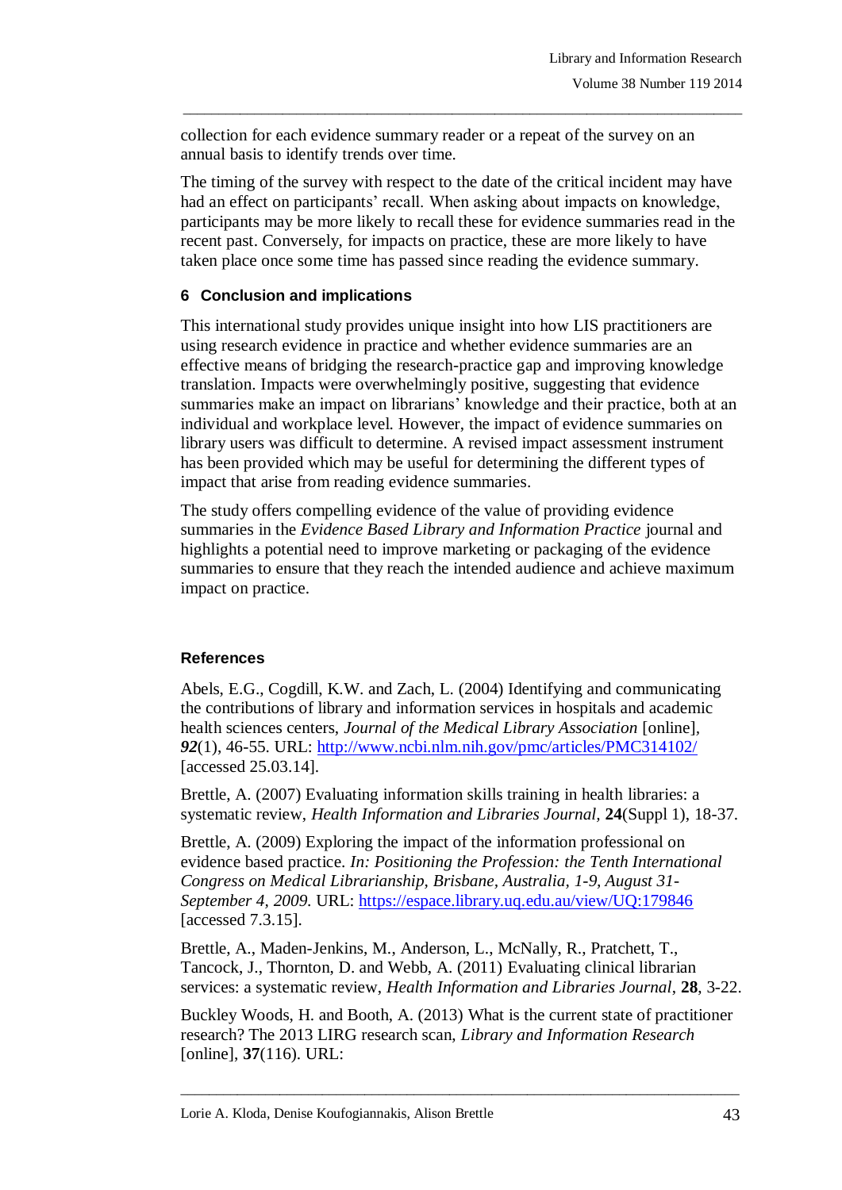collection for each evidence summary reader or a repeat of the survey on an annual basis to identify trends over time.

The timing of the survey with respect to the date of the critical incident may have had an effect on participants' recall. When asking about impacts on knowledge, participants may be more likely to recall these for evidence summaries read in the recent past. Conversely, for impacts on practice, these are more likely to have taken place once some time has passed since reading the evidence summary.

## 6 Conclusion and implications

This international study provides unique insight into how LIS practitioners are using research evidence in practice and whether evidence summaries are an effective means of bridging the research-practice gap and improving knowledge translation. Impacts were overwhelmingly positive, suggesting that evidence summaries make an impact on librarians' knowledge and their practice, both at an individual and workplace level. However, the impact of evidence summaries on library users was difficult to determine. A revised impact assessment instrument has been provided which may be useful for determining the different types of impact that arise from reading evidence summaries.

The study offers compelling evidence of the value of providing evidence summaries in the *Evidence Based Library and Information Practice* journal and highlights a potential need to improve marketing or packaging of the evidence summaries to ensure that they reach the intended audience and achieve maximum impact on practice.

## References

Abels, E.G., Cogdill, K.W. and Zach, L. (2004) Identifying and communicating the contributions of library and information services in hospitals and academic health sciences centers, *Journal of the Medical Library Association* [online], ***92***(1), 46-55. URL: http://www.ncbi.nlm.nih.gov/pmc/articles/PMC314102/ [accessed 25.03.14].

Brettle, A. (2007) Evaluating information skills training in health libraries: a systematic review, *Health Information and Libraries Journal*, **24**(Suppl 1), 18-37.

Brettle, A. (2009) Exploring the impact of the information professional on evidence based practice. *In: Positioning the Profession: the Tenth International Congress on Medical Librarianship, Brisbane, Australia, 1-9, August 31-September 4, 2009.* URL: https://espace.library.uq.edu.au/view/UQ:179846 [accessed 7.3.15].

Brettle, A., Maden-Jenkins, M., Anderson, L., McNally, R., Pratchett, T., Tancock, J., Thornton, D. and Webb, A. (2011) Evaluating clinical librarian services: a systematic review, *Health Information and Libraries Journal*, **28**, 3-22.

Buckley Woods, H. and Booth, A. (2013) What is the current state of practitioner research? The 2013 LIRG research scan, *Library and Information Research* [online], **37**(116). URL: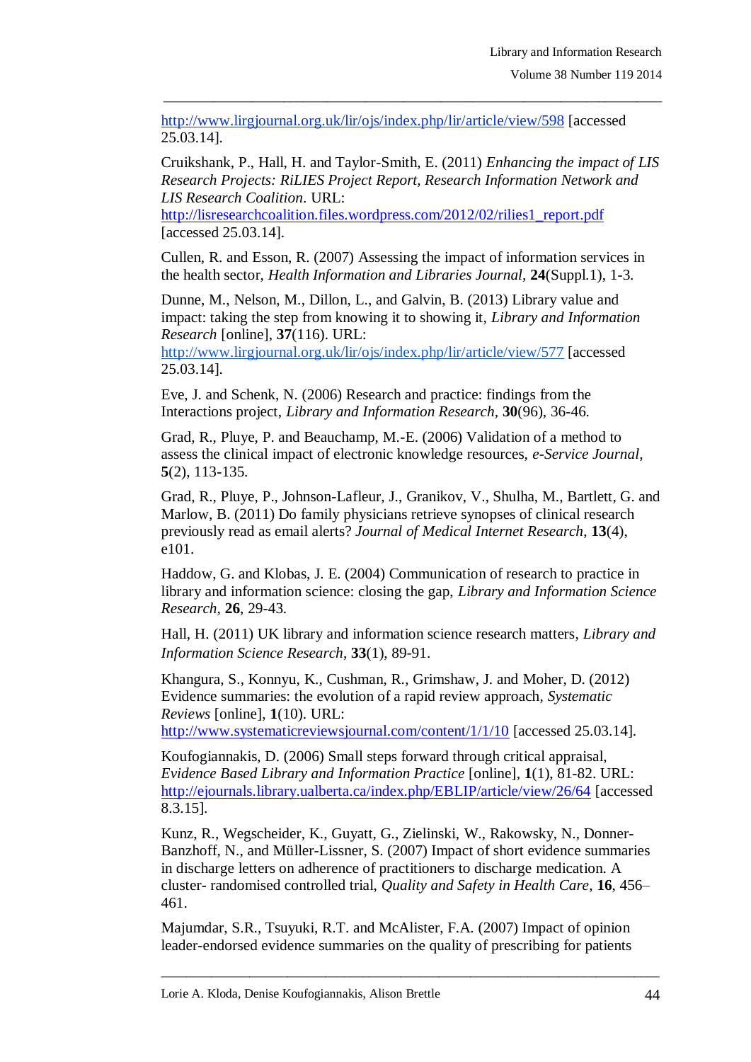http://www.lirgjournal.org.uk/lir/ojs/index.php/lir/article/view/598 [accessed 25.03.14].

Cruikshank, P., Hall, H. and Taylor-Smith, E. (2011) *Enhancing the impact of LIS Research Projects: RiLIES Project Report, Research Information Network and LIS Research Coalition*. URL: http://lisresearchcoalition.files.wordpress.com/2012/02/rilies1_report.pdf [accessed 25.03.14].

Cullen, R. and Esson, R. (2007) Assessing the impact of information services in the health sector, *Health Information and Libraries Journal*, **24**(Suppl.1), 1-3.

Dunne, M., Nelson, M., Dillon, L., and Galvin, B. (2013) Library value and impact: taking the step from knowing it to showing it, *Library and Information Research* [online], **37**(116). URL: http://www.lirgjournal.org.uk/lir/ojs/index.php/lir/article/view/577 [accessed 25.03.14].

Eve, J. and Schenk, N. (2006) Research and practice: findings from the Interactions project, *Library and Information Research*, **30**(96), 36-46.

Grad, R., Pluye, P. and Beauchamp, M.-E. (2006) Validation of a method to assess the clinical impact of electronic knowledge resources, *e-Service Journal*, **5**(2), 113-135.

Grad, R., Pluye, P., Johnson-Lafleur, J., Granikov, V., Shulha, M., Bartlett, G. and Marlow, B. (2011) Do family physicians retrieve synopses of clinical research previously read as email alerts? *Journal of Medical Internet Research*, **13**(4), e101.

Haddow, G. and Klobas, J. E. (2004) Communication of research to practice in library and information science: closing the gap, *Library and Information Science Research*, **26**, 29-43.

Hall, H. (2011) UK library and information science research matters, *Library and Information Science Research*, **33**(1), 89-91.

Khangura, S., Konnyu, K., Cushman, R., Grimshaw, J. and Moher, D. (2012) Evidence summaries: the evolution of a rapid review approach, *Systematic Reviews* [online], **1**(10). URL: http://www.systematicreviewsjournal.com/content/1/1/10 [accessed 25.03.14].

Koufogiannakis, D. (2006) Small steps forward through critical appraisal, *Evidence Based Library and Information Practice* [online], **1**(1), 81-82. URL: http://ejournals.library.ualberta.ca/index.php/EBLIP/article/view/26/64 [accessed 8.3.15].

Kunz, R., Wegscheider, K., Guyatt, G., Zielinski, W., Rakowsky, N., Donner-Banzhoff, N., and Müller-Lissner, S. (2007) Impact of short evidence summaries in discharge letters on adherence of practitioners to discharge medication. A cluster- randomised controlled trial, *Quality and Safety in Health Care*, **16**, 456–461.

Majumdar, S.R., Tsuyuki, R.T. and McAlister, F.A. (2007) Impact of opinion leader-endorsed evidence summaries on the quality of prescribing for patients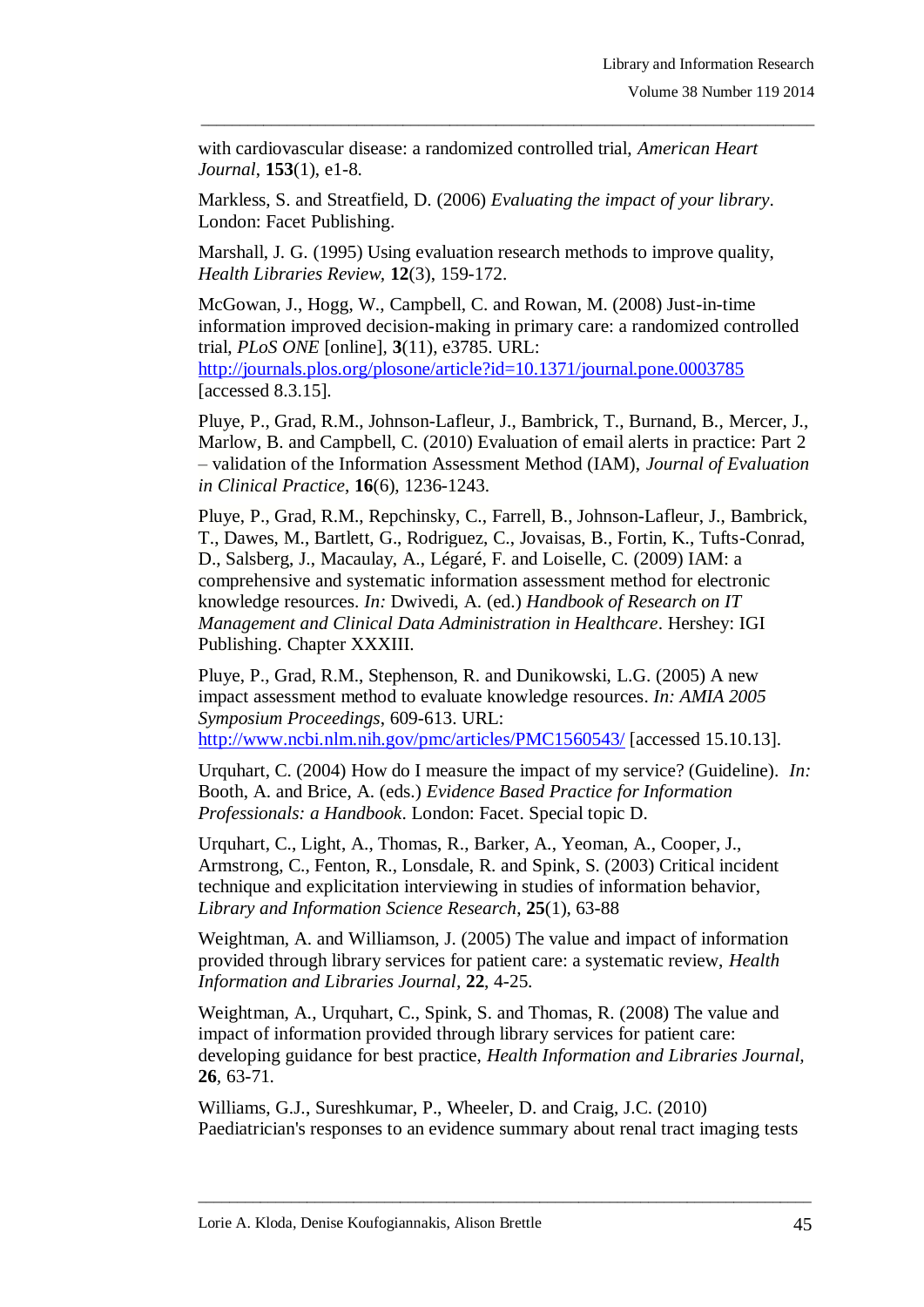with cardiovascular disease: a randomized controlled trial, *American Heart Journal*, **153**(1), e1-8.

Markless, S. and Streatfield, D. (2006) *Evaluating the impact of your library*. London: Facet Publishing.

Marshall, J. G. (1995) Using evaluation research methods to improve quality, *Health Libraries Review*, **12**(3), 159-172.

McGowan, J., Hogg, W., Campbell, C. and Rowan, M. (2008) Just-in-time information improved decision-making in primary care: a randomized controlled trial, *PLoS ONE* [online], **3**(11), e3785. URL: http://journals.plos.org/plosone/article?id=10.1371/journal.pone.0003785 [accessed 8.3.15].

Pluye, P., Grad, R.M., Johnson-Lafleur, J., Bambrick, T., Burnand, B., Mercer, J., Marlow, B. and Campbell, C. (2010) Evaluation of email alerts in practice: Part 2 – validation of the Information Assessment Method (IAM), *Journal of Evaluation in Clinical Practice*, **16**(6), 1236-1243.

Pluye, P., Grad, R.M., Repchinsky, C., Farrell, B., Johnson-Lafleur, J., Bambrick, T., Dawes, M., Bartlett, G., Rodriguez, C., Jovaisas, B., Fortin, K., Tufts-Conrad, D., Salsberg, J., Macaulay, A., Légaré, F. and Loiselle, C. (2009) IAM: a comprehensive and systematic information assessment method for electronic knowledge resources. *In:* Dwivedi, A. (ed.) *Handbook of Research on IT Management and Clinical Data Administration in Healthcare*. Hershey: IGI Publishing. Chapter XXXIII.

Pluye, P., Grad, R.M., Stephenson, R. and Dunikowski, L.G. (2005) A new impact assessment method to evaluate knowledge resources. *In: AMIA 2005 Symposium Proceedings*, 609-613. URL: http://www.ncbi.nlm.nih.gov/pmc/articles/PMC1560543/ [accessed 15.10.13].

Urquhart, C. (2004) How do I measure the impact of my service? (Guideline). *In:* Booth, A. and Brice, A. (eds.) *Evidence Based Practice for Information Professionals: a Handbook*. London: Facet. Special topic D.

Urquhart, C., Light, A., Thomas, R., Barker, A., Yeoman, A., Cooper, J., Armstrong, C., Fenton, R., Lonsdale, R. and Spink, S. (2003) Critical incident technique and explicitation interviewing in studies of information behavior, *Library and Information Science Research*, **25**(1), 63-88

Weightman, A. and Williamson, J. (2005) The value and impact of information provided through library services for patient care: a systematic review, *Health Information and Libraries Journal*, **22**, 4-25.

Weightman, A., Urquhart, C., Spink, S. and Thomas, R. (2008) The value and impact of information provided through library services for patient care: developing guidance for best practice, *Health Information and Libraries Journal*, **26**, 63-71.

Williams, G.J., Sureshkumar, P., Wheeler, D. and Craig, J.C. (2010) Paediatrician's responses to an evidence summary about renal tract imaging tests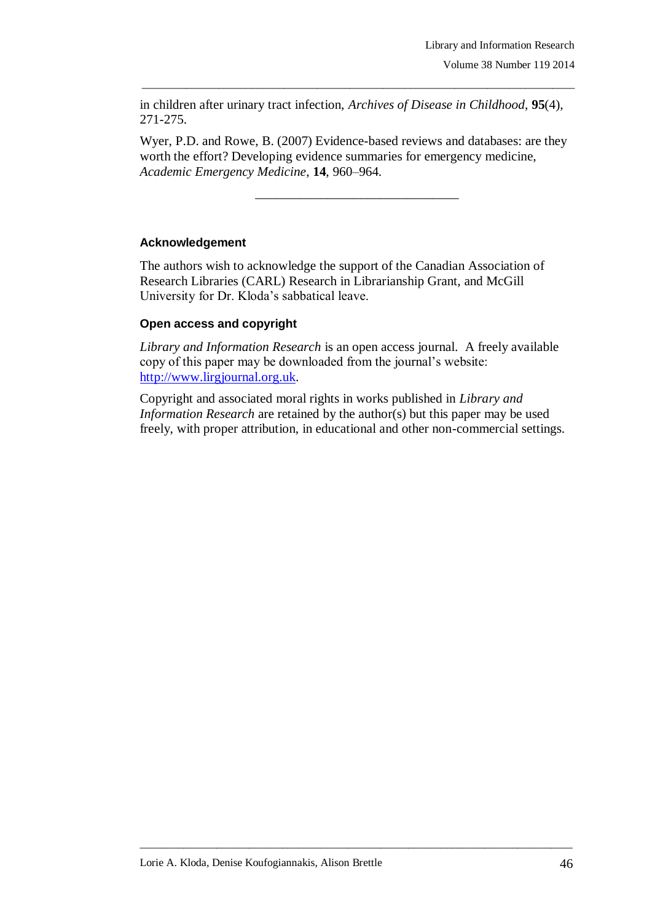in children after urinary tract infection, *Archives of Disease in Childhood*, **95**(4), 271-275.

Wyer, P.D. and Rowe, B. (2007) Evidence-based reviews and databases: are they worth the effort? Developing evidence summaries for emergency medicine, *Academic Emergency Medicine*, **14**, 960–964.

---

### Acknowledgement

The authors wish to acknowledge the support of the Canadian Association of Research Libraries (CARL) Research in Librarianship Grant, and McGill University for Dr. Kloda's sabbatical leave.

### Open access and copyright

*Library and Information Research* is an open access journal. A freely available copy of this paper may be downloaded from the journal's website: http://www.lirgjournal.org.uk.

Copyright and associated moral rights in works published in *Library and Information Research* are retained by the author(s) but this paper may be used freely, with proper attribution, in educational and other non-commercial settings.